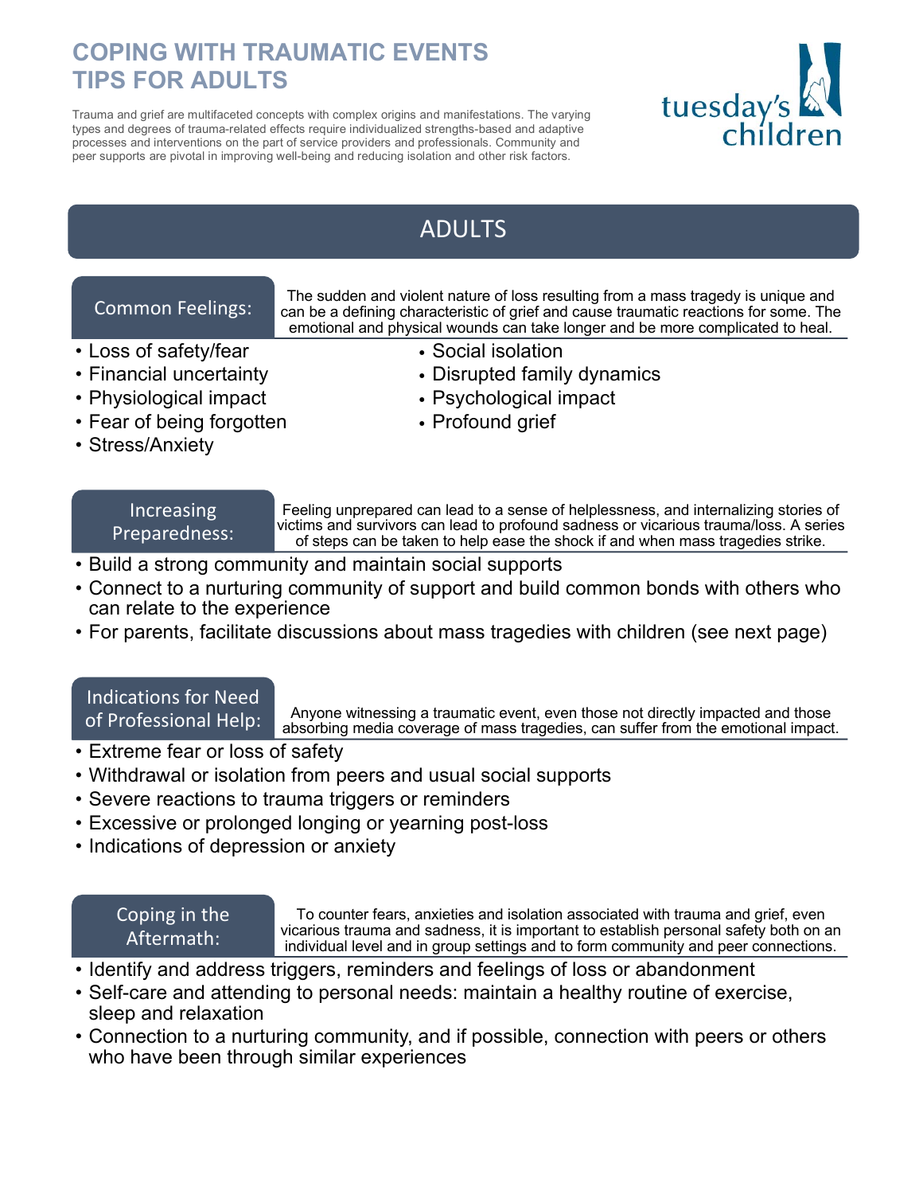# COPING WITH TRAUMATIC EVENTS
# TIPS FOR ADULTS

Trauma and grief are multifaceted concepts with complex origins and manifestations. The varying types and degrees of trauma-related effects require individualized strengths-based and adaptive processes and interventions on the part of service providers and professionals. Community and peer supports are pivotal in improving well-being and reducing isolation and other risk factors.

tuesday's children

## ADULTS

### Common Feelings:

The sudden and violent nature of loss resulting from a mass tragedy is unique and can be a defining characteristic of grief and cause traumatic reactions for some. The emotional and physical wounds can take longer and be more complicated to heal.

- Loss of safety/fear
- Financial uncertainty
- Physiological impact
- Fear of being forgotten
- Stress/Anxiety
- Social isolation
- Disrupted family dynamics
- Psychological impact
- Profound grief

### Increasing Preparedness:

Feeling unprepared can lead to a sense of helplessness, and internalizing stories of victims and survivors can lead to profound sadness or vicarious trauma/loss. A series of steps can be taken to help ease the shock if and when mass tragedies strike.

- Build a strong community and maintain social supports
- Connect to a nurturing community of support and build common bonds with others who can relate to the experience
- For parents, facilitate discussions about mass tragedies with children (see next page)

### Indications for Need of Professional Help:

Anyone witnessing a traumatic event, even those not directly impacted and those absorbing media coverage of mass tragedies, can suffer from the emotional impact.

- Extreme fear or loss of safety
- Withdrawal or isolation from peers and usual social supports
- Severe reactions to trauma triggers or reminders
- Excessive or prolonged longing or yearning post-loss
- Indications of depression or anxiety

### Coping in the Aftermath:

To counter fears, anxieties and isolation associated with trauma and grief, even vicarious trauma and sadness, it is important to establish personal safety both on an individual level and in group settings and to form community and peer connections.

- Identify and address triggers, reminders and feelings of loss or abandonment
- Self-care and attending to personal needs: maintain a healthy routine of exercise, sleep and relaxation
- Connection to a nurturing community, and if possible, connection with peers or others who have been through similar experiences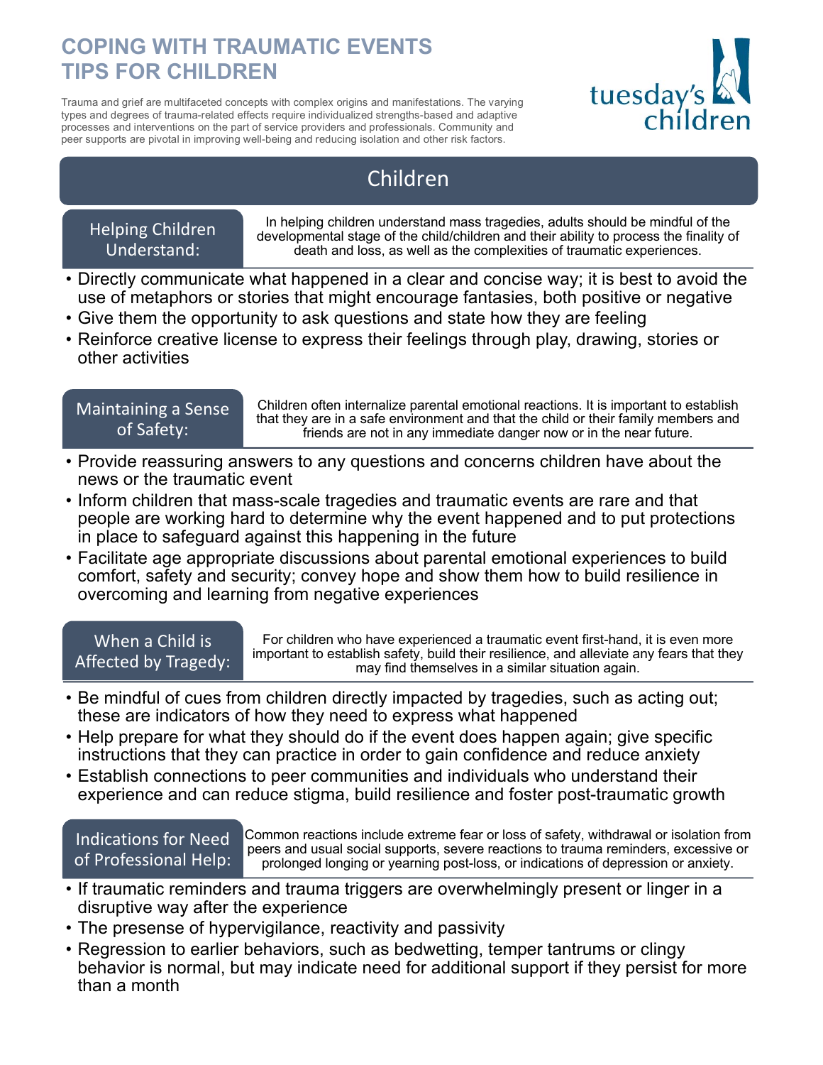# COPING WITH TRAUMATIC EVENTS
# TIPS FOR CHILDREN

tuesday's children

Trauma and grief are multifaceted concepts with complex origins and manifestations. The varying types and degrees of trauma-related effects require individualized strengths-based and adaptive processes and interventions on the part of service providers and professionals. Community and peer supports are pivotal in improving well-being and reducing isolation and other risk factors.

## Children

### Helping Children Understand:

In helping children understand mass tragedies, adults should be mindful of the developmental stage of the child/children and their ability to process the finality of death and loss, as well as the complexities of traumatic experiences.

- Directly communicate what happened in a clear and concise way; it is best to avoid the use of metaphors or stories that might encourage fantasies, both positive or negative
- Give them the opportunity to ask questions and state how they are feeling
- Reinforce creative license to express their feelings through play, drawing, stories or other activities

### Maintaining a Sense of Safety:

Children often internalize parental emotional reactions. It is important to establish that they are in a safe environment and that the child or their family members and friends are not in any immediate danger now or in the near future.

- Provide reassuring answers to any questions and concerns children have about the news or the traumatic event
- Inform children that mass-scale tragedies and traumatic events are rare and that people are working hard to determine why the event happened and to put protections in place to safeguard against this happening in the future
- Facilitate age appropriate discussions about parental emotional experiences to build comfort, safety and security; convey hope and show them how to build resilience in overcoming and learning from negative experiences

### When a Child is Affected by Tragedy:

For children who have experienced a traumatic event first-hand, it is even more important to establish safety, build their resilience, and alleviate any fears that they may find themselves in a similar situation again.

- Be mindful of cues from children directly impacted by tragedies, such as acting out; these are indicators of how they need to express what happened
- Help prepare for what they should do if the event does happen again; give specific instructions that they can practice in order to gain confidence and reduce anxiety
- Establish connections to peer communities and individuals who understand their experience and can reduce stigma, build resilience and foster post-traumatic growth

### Indications for Need of Professional Help:

Common reactions include extreme fear or loss of safety, withdrawal or isolation from peers and usual social supports, severe reactions to trauma reminders, excessive or prolonged longing or yearning post-loss, or indications of depression or anxiety.

- If traumatic reminders and trauma triggers are overwhelmingly present or linger in a disruptive way after the experience
- The presense of hypervigilance, reactivity and passivity
- Regression to earlier behaviors, such as bedwetting, temper tantrums or clingy behavior is normal, but may indicate need for additional support if they persist for more than a month